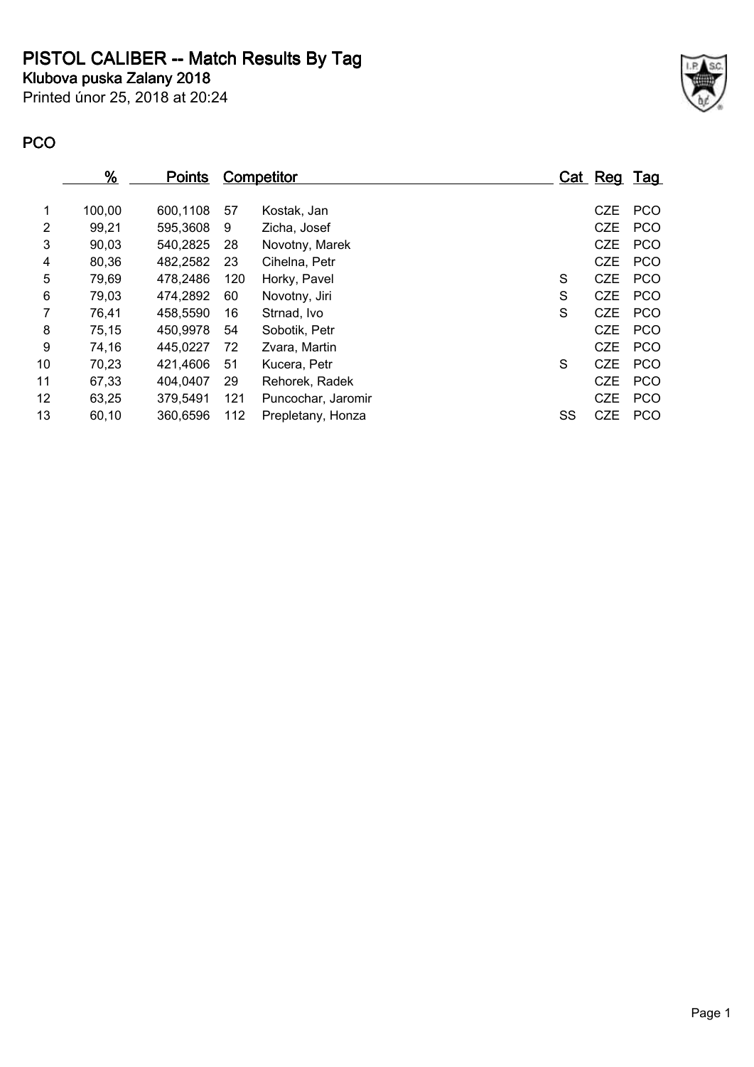# PISTOL CALIBER -- Match Results By Tag

**Klubova puska Zalany 2018**

Printed únor 25, 2018 at 20:24

## PCO

| | % | Points | Competitor | | Cat | Reg | Tag |
|---|---|---|---|---|---|---|---|
| 1 | 100,00 | 600,1108 | 57 | Kostak, Jan | | CZE | PCO |
| 2 | 99,21 | 595,3608 | 9 | Zicha, Josef | | CZE | PCO |
| 3 | 90,03 | 540,2825 | 28 | Novotny, Marek | | CZE | PCO |
| 4 | 80,36 | 482,2582 | 23 | Cihelna, Petr | | CZE | PCO |
| 5 | 79,69 | 478,2486 | 120 | Horky, Pavel | S | CZE | PCO |
| 6 | 79,03 | 474,2892 | 60 | Novotny, Jiri | S | CZE | PCO |
| 7 | 76,41 | 458,5590 | 16 | Strnad, Ivo | S | CZE | PCO |
| 8 | 75,15 | 450,9978 | 54 | Sobotik, Petr | | CZE | PCO |
| 9 | 74,16 | 445,0227 | 72 | Zvara, Martin | | CZE | PCO |
| 10 | 70,23 | 421,4606 | 51 | Kucera, Petr | S | CZE | PCO |
| 11 | 67,33 | 404,0407 | 29 | Rehorek, Radek | | CZE | PCO |
| 12 | 63,25 | 379,5491 | 121 | Puncochar, Jaromir | | CZE | PCO |
| 13 | 60,10 | 360,6596 | 112 | Prepletany, Honza | SS | CZE | PCO |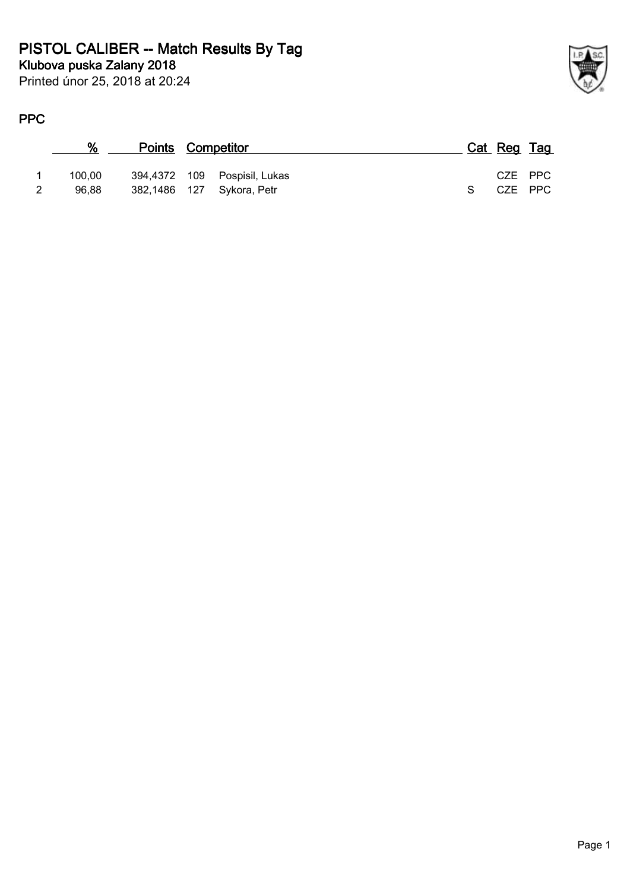# PISTOL CALIBER -- Match Results By Tag

**Klubova puska Zalany 2018**

Printed únor 25, 2018 at 20:24

## PPC

| | % | Points | Competitor | | Cat | Reg | Tag |
|---|---|---|---|---|---|---|---|
| 1 | 100,00 | 394,4372 | 109 | Pospisil, Lukas | | CZE | PPC |
| 2 | 96,88 | 382,1486 | 127 | Sykora, Petr | S | CZE | PPC |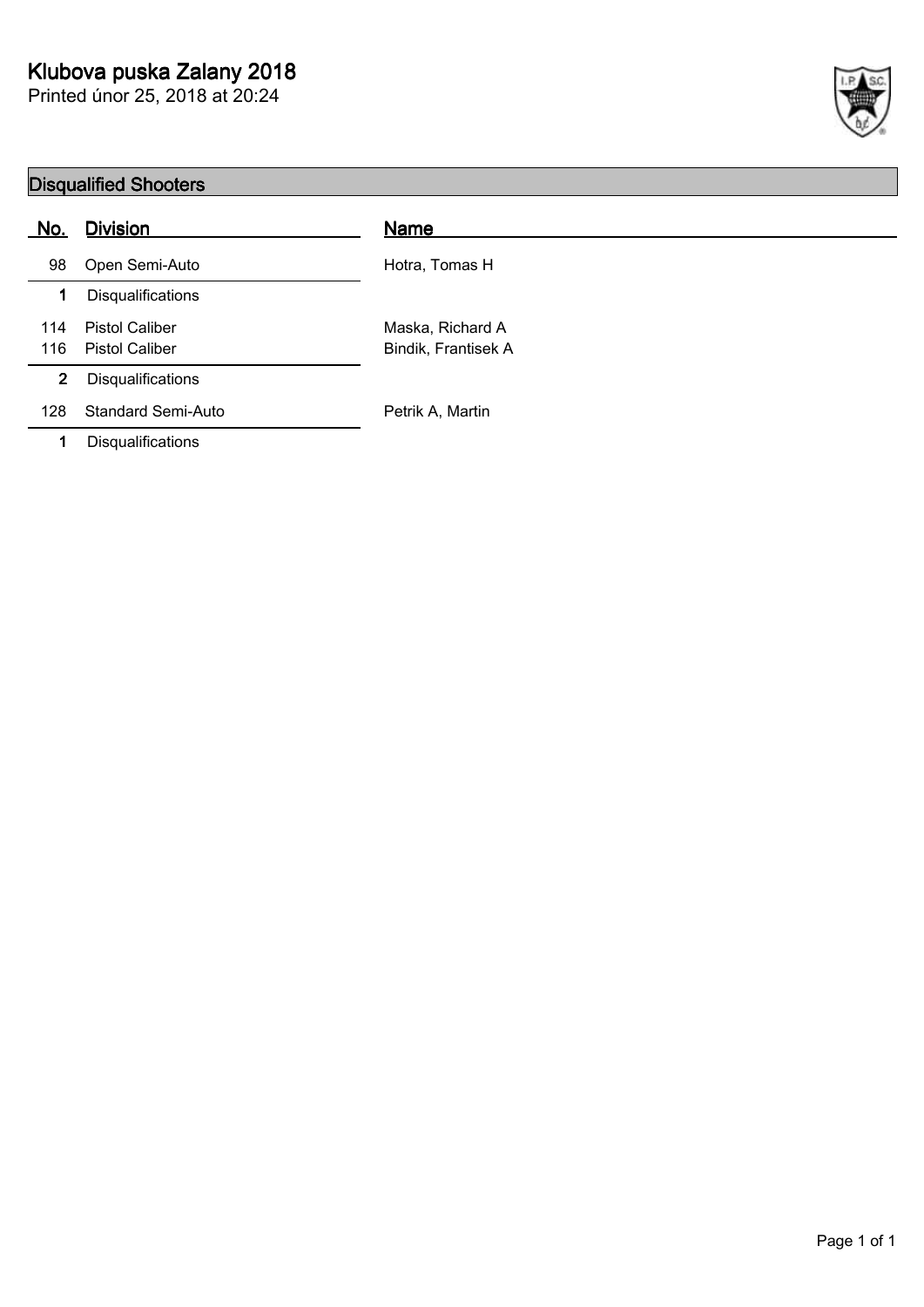# Klubova puska Zalany 2018

Printed únor 25, 2018 at 20:24

## Disqualified Shooters

| No. | Division | Name |
|---|---|---|
| 98 | Open Semi-Auto | Hotra, Tomas H |
| 1 | Disqualifications | |
| 114 | Pistol Caliber | Maska, Richard A |
| 116 | Pistol Caliber | Bindik, Frantisek A |
| 2 | Disqualifications | |
| 128 | Standard Semi-Auto | Petrik A, Martin |
| 1 | Disqualifications | |